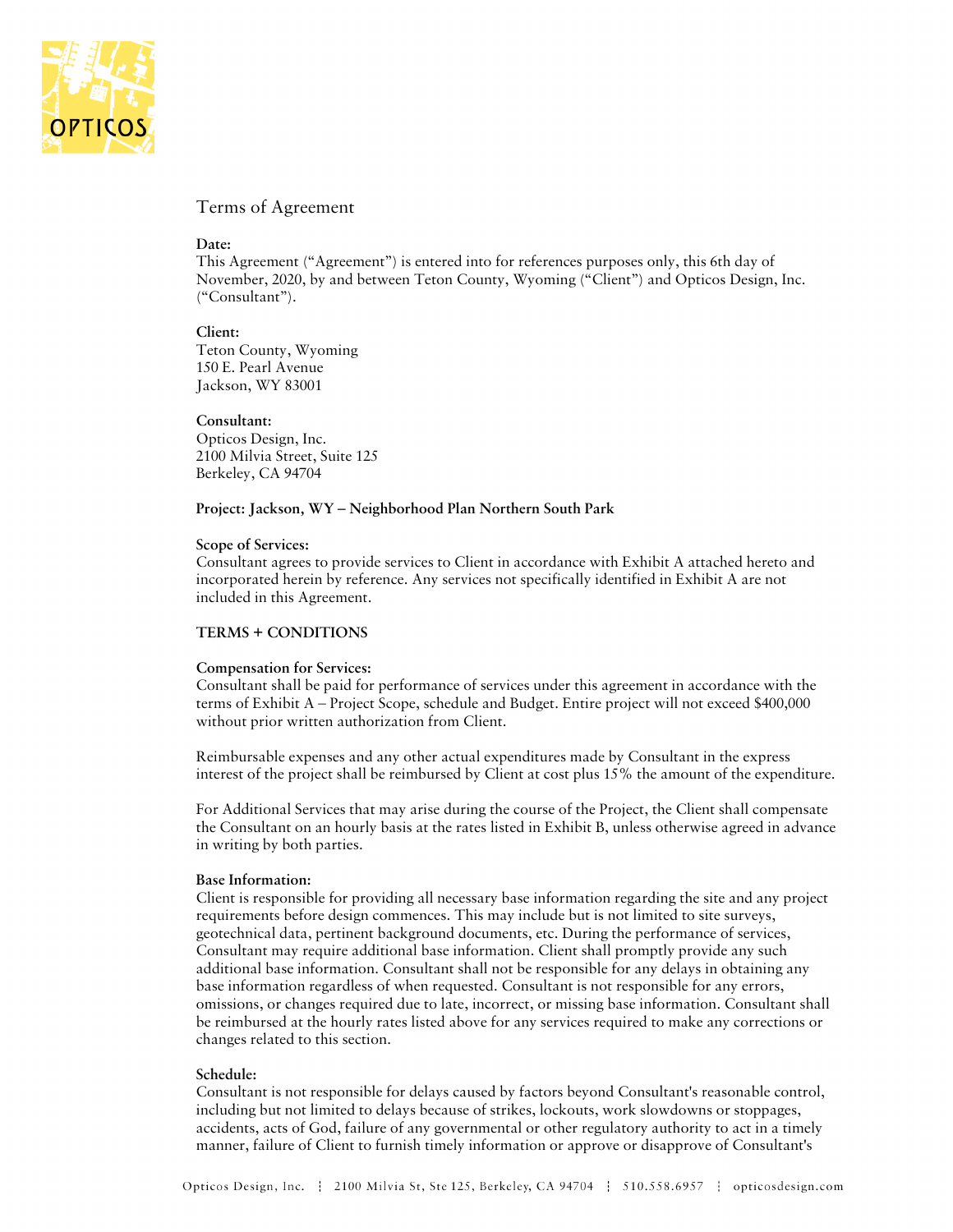# Terms of Agreement

**Date:**
This Agreement ("Agreement") is entered into for references purposes only, this 6th day of November, 2020, by and between Teton County, Wyoming ("Client") and Opticos Design, Inc. ("Consultant").

**Client:**
Teton County, Wyoming
150 E. Pearl Avenue
Jackson, WY 83001

**Consultant:**
Opticos Design, Inc.
2100 Milvia Street, Suite 125
Berkeley, CA 94704

**Project: Jackson, WY – Neighborhood Plan Northern South Park**

**Scope of Services:**
Consultant agrees to provide services to Client in accordance with Exhibit A attached hereto and incorporated herein by reference. Any services not specifically identified in Exhibit A are not included in this Agreement.

**TERMS + CONDITIONS**

**Compensation for Services:**
Consultant shall be paid for performance of services under this agreement in accordance with the terms of Exhibit A – Project Scope, schedule and Budget. Entire project will not exceed $400,000 without prior written authorization from Client.

Reimbursable expenses and any other actual expenditures made by Consultant in the express interest of the project shall be reimbursed by Client at cost plus 15% the amount of the expenditure.

For Additional Services that may arise during the course of the Project, the Client shall compensate the Consultant on an hourly basis at the rates listed in Exhibit B, unless otherwise agreed in advance in writing by both parties.

**Base Information:**
Client is responsible for providing all necessary base information regarding the site and any project requirements before design commences. This may include but is not limited to site surveys, geotechnical data, pertinent background documents, etc. During the performance of services, Consultant may require additional base information. Client shall promptly provide any such additional base information. Consultant shall not be responsible for any delays in obtaining any base information regardless of when requested. Consultant is not responsible for any errors, omissions, or changes required due to late, incorrect, or missing base information. Consultant shall be reimbursed at the hourly rates listed above for any services required to make any corrections or changes related to this section.

**Schedule:**
Consultant is not responsible for delays caused by factors beyond Consultant's reasonable control, including but not limited to delays because of strikes, lockouts, work slowdowns or stoppages, accidents, acts of God, failure of any governmental or other regulatory authority to act in a timely manner, failure of Client to furnish timely information or approve or disapprove of Consultant's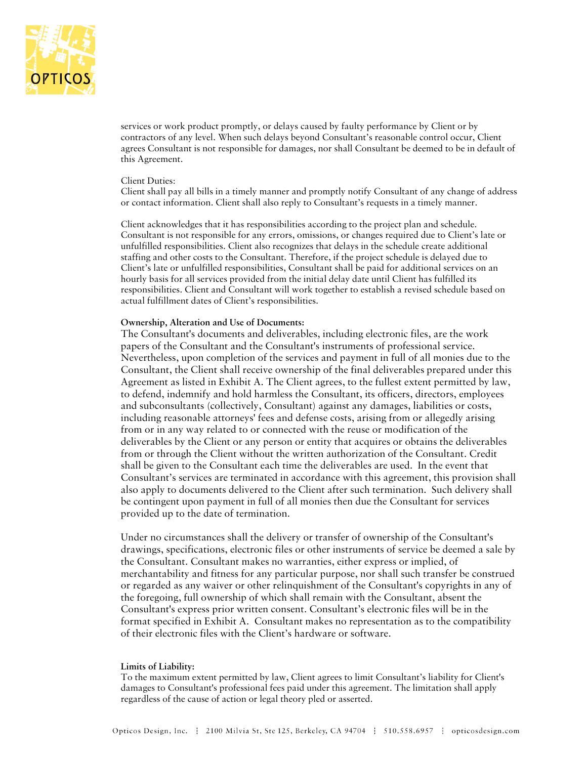services or work product promptly, or delays caused by faulty performance by Client or by contractors of any level. When such delays beyond Consultant's reasonable control occur, Client agrees Consultant is not responsible for damages, nor shall Consultant be deemed to be in default of this Agreement.

Client Duties:
Client shall pay all bills in a timely manner and promptly notify Consultant of any change of address or contact information. Client shall also reply to Consultant's requests in a timely manner.

Client acknowledges that it has responsibilities according to the project plan and schedule. Consultant is not responsible for any errors, omissions, or changes required due to Client's late or unfulfilled responsibilities. Client also recognizes that delays in the schedule create additional staffing and other costs to the Consultant. Therefore, if the project schedule is delayed due to Client's late or unfulfilled responsibilities, Consultant shall be paid for additional services on an hourly basis for all services provided from the initial delay date until Client has fulfilled its responsibilities. Client and Consultant will work together to establish a revised schedule based on actual fulfillment dates of Client's responsibilities.

**Ownership, Alteration and Use of Documents:**
The Consultant's documents and deliverables, including electronic files, are the work papers of the Consultant and the Consultant's instruments of professional service. Nevertheless, upon completion of the services and payment in full of all monies due to the Consultant, the Client shall receive ownership of the final deliverables prepared under this Agreement as listed in Exhibit A. The Client agrees, to the fullest extent permitted by law, to defend, indemnify and hold harmless the Consultant, its officers, directors, employees and subconsultants (collectively, Consultant) against any damages, liabilities or costs, including reasonable attorneys' fees and defense costs, arising from or allegedly arising from or in any way related to or connected with the reuse or modification of the deliverables by the Client or any person or entity that acquires or obtains the deliverables from or through the Client without the written authorization of the Consultant. Credit shall be given to the Consultant each time the deliverables are used. In the event that Consultant's services are terminated in accordance with this agreement, this provision shall also apply to documents delivered to the Client after such termination. Such delivery shall be contingent upon payment in full of all monies then due the Consultant for services provided up to the date of termination.

Under no circumstances shall the delivery or transfer of ownership of the Consultant's drawings, specifications, electronic files or other instruments of service be deemed a sale by the Consultant. Consultant makes no warranties, either express or implied, of merchantability and fitness for any particular purpose, nor shall such transfer be construed or regarded as any waiver or other relinquishment of the Consultant's copyrights in any of the foregoing, full ownership of which shall remain with the Consultant, absent the Consultant's express prior written consent. Consultant's electronic files will be in the format specified in Exhibit A. Consultant makes no representation as to the compatibility of their electronic files with the Client's hardware or software.

**Limits of Liability:**
To the maximum extent permitted by law, Client agrees to limit Consultant's liability for Client's damages to Consultant's professional fees paid under this agreement. The limitation shall apply regardless of the cause of action or legal theory pled or asserted.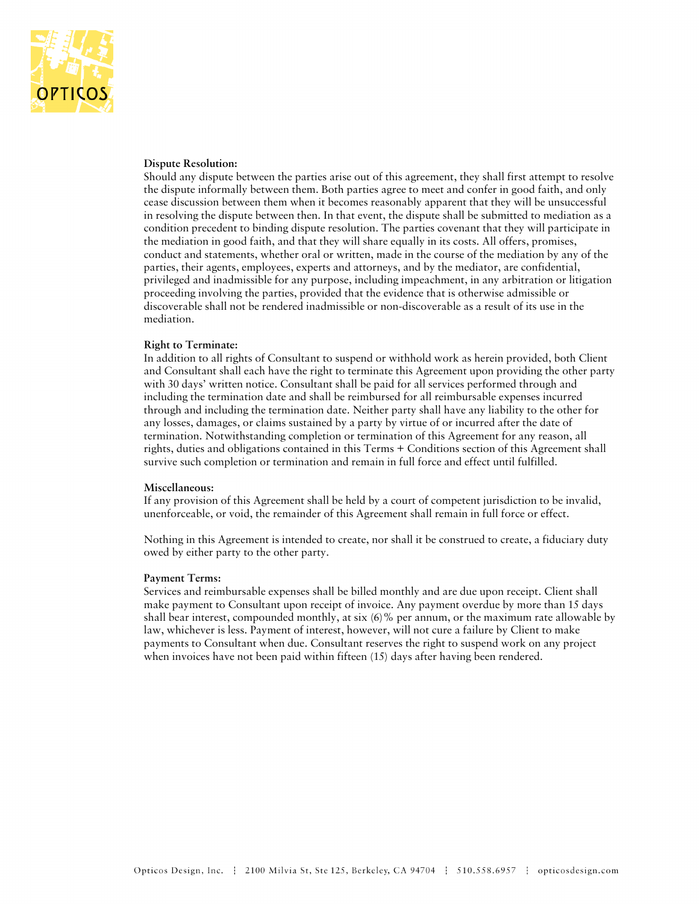**Dispute Resolution:**
Should any dispute between the parties arise out of this agreement, they shall first attempt to resolve the dispute informally between them. Both parties agree to meet and confer in good faith, and only cease discussion between them when it becomes reasonably apparent that they will be unsuccessful in resolving the dispute between then. In that event, the dispute shall be submitted to mediation as a condition precedent to binding dispute resolution. The parties covenant that they will participate in the mediation in good faith, and that they will share equally in its costs. All offers, promises, conduct and statements, whether oral or written, made in the course of the mediation by any of the parties, their agents, employees, experts and attorneys, and by the mediator, are confidential, privileged and inadmissible for any purpose, including impeachment, in any arbitration or litigation proceeding involving the parties, provided that the evidence that is otherwise admissible or discoverable shall not be rendered inadmissible or non-discoverable as a result of its use in the mediation.

**Right to Terminate:**
In addition to all rights of Consultant to suspend or withhold work as herein provided, both Client and Consultant shall each have the right to terminate this Agreement upon providing the other party with 30 days' written notice. Consultant shall be paid for all services performed through and including the termination date and shall be reimbursed for all reimbursable expenses incurred through and including the termination date. Neither party shall have any liability to the other for any losses, damages, or claims sustained by a party by virtue of or incurred after the date of termination. Notwithstanding completion or termination of this Agreement for any reason, all rights, duties and obligations contained in this Terms + Conditions section of this Agreement shall survive such completion or termination and remain in full force and effect until fulfilled.

**Miscellaneous:**
If any provision of this Agreement shall be held by a court of competent jurisdiction to be invalid, unenforceable, or void, the remainder of this Agreement shall remain in full force or effect.

Nothing in this Agreement is intended to create, nor shall it be construed to create, a fiduciary duty owed by either party to the other party.

**Payment Terms:**
Services and reimbursable expenses shall be billed monthly and are due upon receipt. Client shall make payment to Consultant upon receipt of invoice. Any payment overdue by more than 15 days shall bear interest, compounded monthly, at six (6)% per annum, or the maximum rate allowable by law, whichever is less. Payment of interest, however, will not cure a failure by Client to make payments to Consultant when due. Consultant reserves the right to suspend work on any project when invoices have not been paid within fifteen (15) days after having been rendered.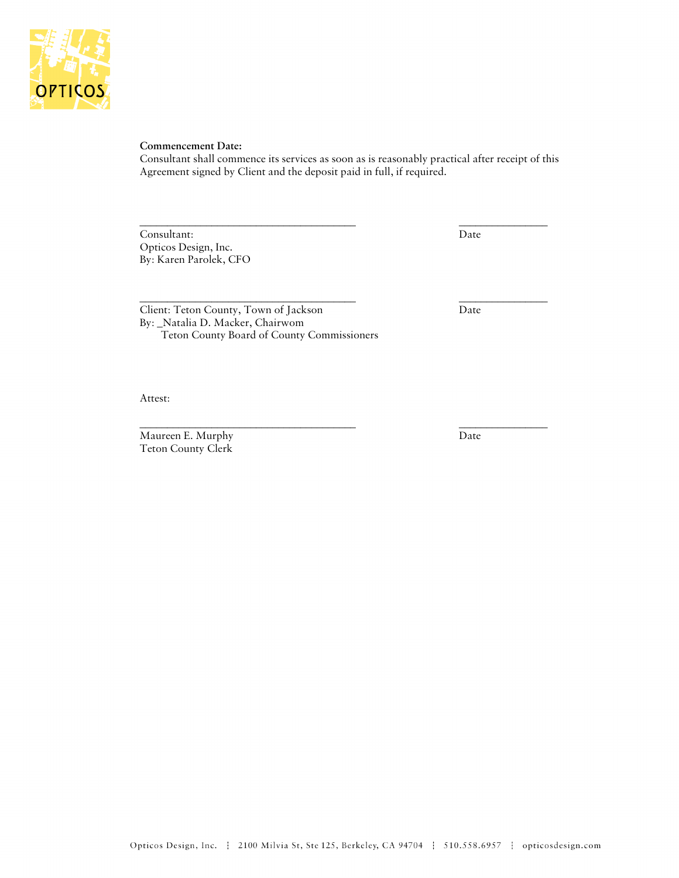**Commencement Date:**
Consultant shall commence its services as soon as is reasonably practical after receipt of this Agreement signed by Client and the deposit paid in full, if required.

_______________________________________ _______________

Consultant: Date
Opticos Design, Inc.
By: Karen Parolek, CFO

_______________________________________ _______________

Client: Teton County, Town of Jackson Date
By: _Natalia D. Macker, Chairwom
Teton County Board of County Commissioners

Attest:

_______________________________________ _______________

Maureen E. Murphy Date
Teton County Clerk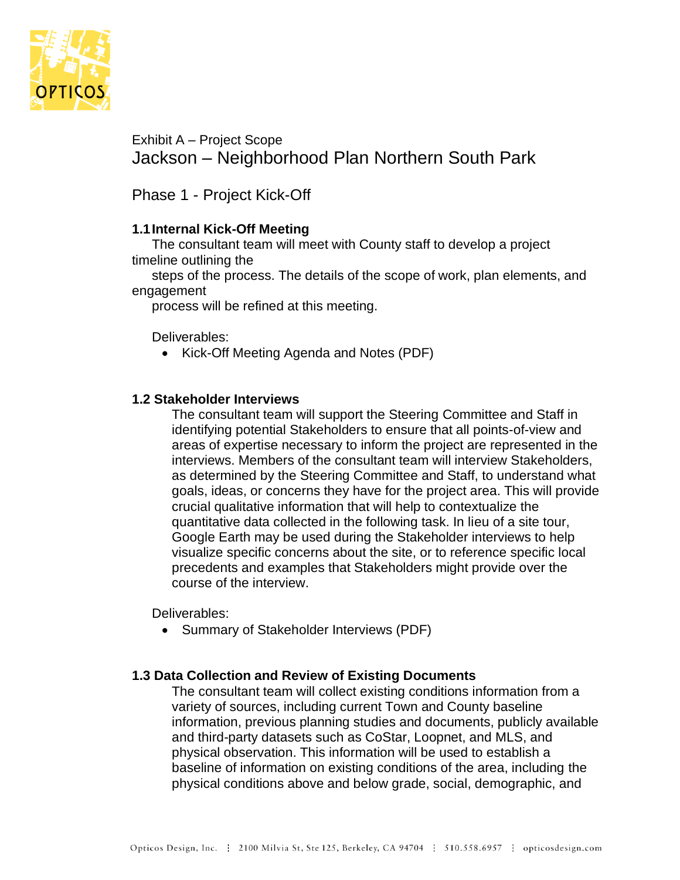Exhibit A – Project Scope

# Jackson – Neighborhood Plan Northern South Park

## Phase 1 - Project Kick-Off

### 1.1 Internal Kick-Off Meeting

The consultant team will meet with County staff to develop a project timeline outlining the steps of the process. The details of the scope of work, plan elements, and engagement process will be refined at this meeting.

Deliverables:

- Kick-Off Meeting Agenda and Notes (PDF)

### 1.2 Stakeholder Interviews

The consultant team will support the Steering Committee and Staff in identifying potential Stakeholders to ensure that all points-of-view and areas of expertise necessary to inform the project are represented in the interviews. Members of the consultant team will interview Stakeholders, as determined by the Steering Committee and Staff, to understand what goals, ideas, or concerns they have for the project area. This will provide crucial qualitative information that will help to contextualize the quantitative data collected in the following task. In lieu of a site tour, Google Earth may be used during the Stakeholder interviews to help visualize specific concerns about the site, or to reference specific local precedents and examples that Stakeholders might provide over the course of the interview.

Deliverables:

- Summary of Stakeholder Interviews (PDF)

### 1.3 Data Collection and Review of Existing Documents

The consultant team will collect existing conditions information from a variety of sources, including current Town and County baseline information, previous planning studies and documents, publicly available and third-party datasets such as CoStar, Loopnet, and MLS, and physical observation. This information will be used to establish a baseline of information on existing conditions of the area, including the physical conditions above and below grade, social, demographic, and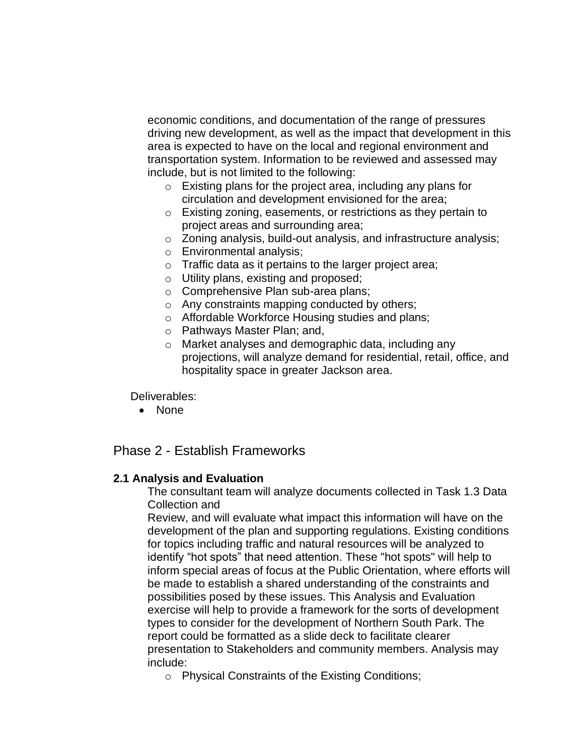economic conditions, and documentation of the range of pressures driving new development, as well as the impact that development in this area is expected to have on the local and regional environment and transportation system. Information to be reviewed and assessed may include, but is not limited to the following:

- Existing plans for the project area, including any plans for circulation and development envisioned for the area;
- Existing zoning, easements, or restrictions as they pertain to project areas and surrounding area;
- Zoning analysis, build-out analysis, and infrastructure analysis;
- Environmental analysis;
- Traffic data as it pertains to the larger project area;
- Utility plans, existing and proposed;
- Comprehensive Plan sub-area plans;
- Any constraints mapping conducted by others;
- Affordable Workforce Housing studies and plans;
- Pathways Master Plan; and,
- Market analyses and demographic data, including any projections, will analyze demand for residential, retail, office, and hospitality space in greater Jackson area.

Deliverables:

- None

## Phase 2 - Establish Frameworks

**2.1 Analysis and Evaluation**

The consultant team will analyze documents collected in Task 1.3 Data Collection and
Review, and will evaluate what impact this information will have on the development of the plan and supporting regulations. Existing conditions for topics including traffic and natural resources will be analyzed to identify "hot spots" that need attention. These "hot spots" will help to inform special areas of focus at the Public Orientation, where efforts will be made to establish a shared understanding of the constraints and possibilities posed by these issues. This Analysis and Evaluation exercise will help to provide a framework for the sorts of development types to consider for the development of Northern South Park. The report could be formatted as a slide deck to facilitate clearer presentation to Stakeholders and community members. Analysis may include:

- Physical Constraints of the Existing Conditions;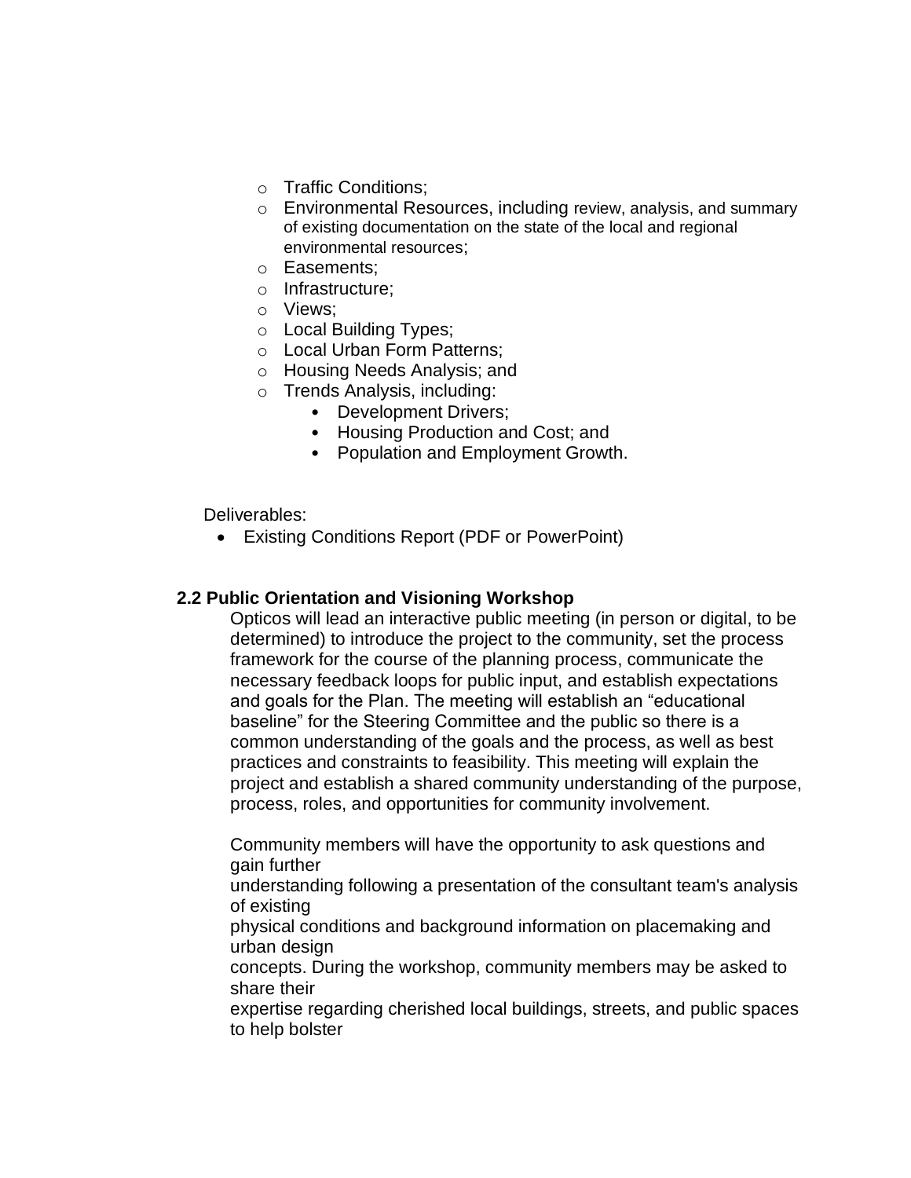- Traffic Conditions;
  - Environmental Resources, including review, analysis, and summary of existing documentation on the state of the local and regional environmental resources;
  - Easements;
  - Infrastructure;
  - Views;
  - Local Building Types;
  - Local Urban Form Patterns;
  - Housing Needs Analysis; and
  - Trends Analysis, including:
    - Development Drivers;
    - Housing Production and Cost; and
    - Population and Employment Growth.

Deliverables:

- Existing Conditions Report (PDF or PowerPoint)

### 2.2 Public Orientation and Visioning Workshop

Opticos will lead an interactive public meeting (in person or digital, to be determined) to introduce the project to the community, set the process framework for the course of the planning process, communicate the necessary feedback loops for public input, and establish expectations and goals for the Plan. The meeting will establish an "educational baseline" for the Steering Committee and the public so there is a common understanding of the goals and the process, as well as best practices and constraints to feasibility. This meeting will explain the project and establish a shared community understanding of the purpose, process, roles, and opportunities for community involvement.

Community members will have the opportunity to ask questions and gain further understanding following a presentation of the consultant team's analysis of existing physical conditions and background information on placemaking and urban design concepts. During the workshop, community members may be asked to share their expertise regarding cherished local buildings, streets, and public spaces to help bolster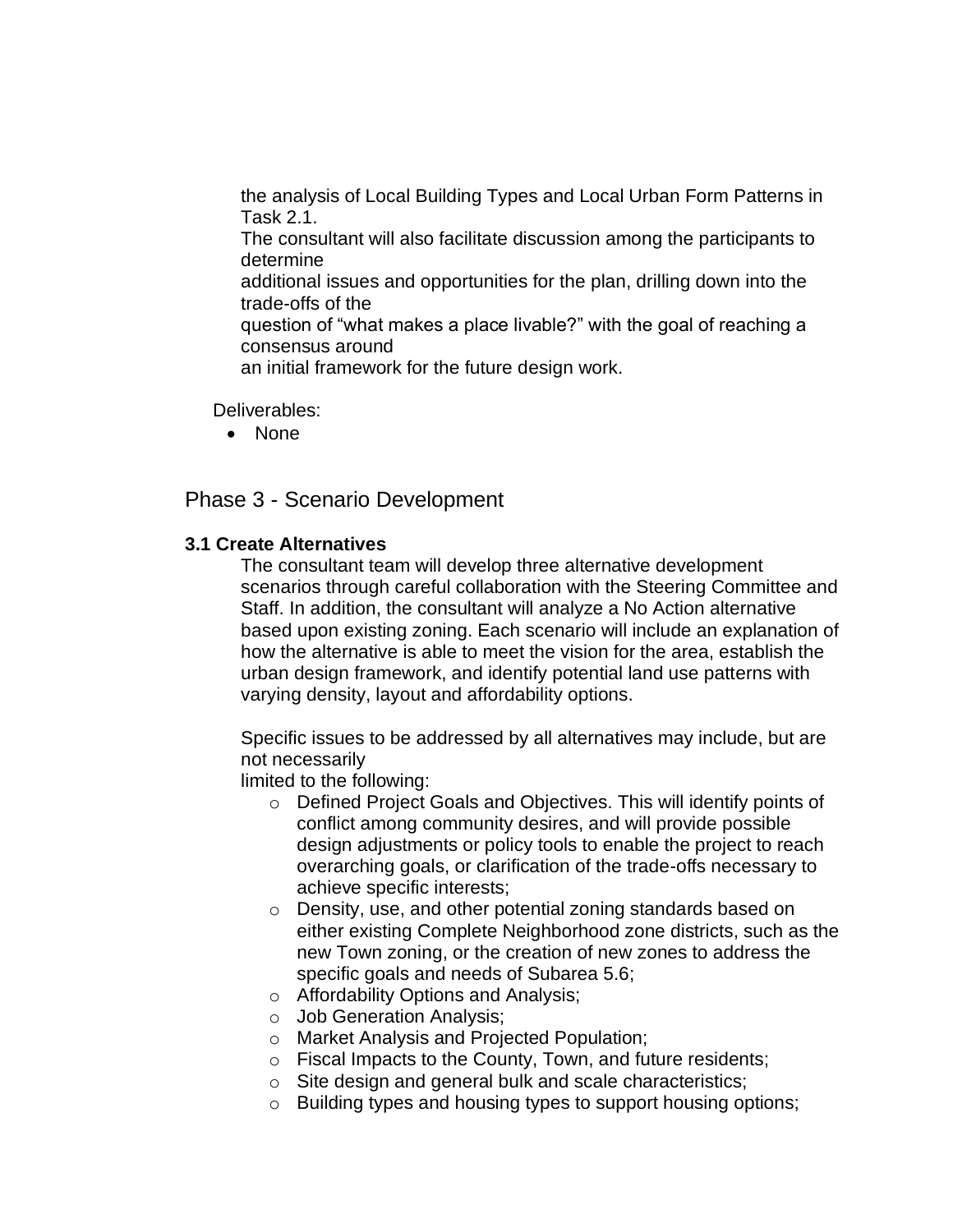the analysis of Local Building Types and Local Urban Form Patterns in Task 2.1.

The consultant will also facilitate discussion among the participants to determine additional issues and opportunities for the plan, drilling down into the trade-offs of the question of "what makes a place livable?" with the goal of reaching a consensus around an initial framework for the future design work.

Deliverables:

- None

## Phase 3 - Scenario Development

### 3.1 Create Alternatives

The consultant team will develop three alternative development scenarios through careful collaboration with the Steering Committee and Staff. In addition, the consultant will analyze a No Action alternative based upon existing zoning. Each scenario will include an explanation of how the alternative is able to meet the vision for the area, establish the urban design framework, and identify potential land use patterns with varying density, layout and affordability options.

Specific issues to be addressed by all alternatives may include, but are not necessarily limited to the following:

- Defined Project Goals and Objectives. This will identify points of conflict among community desires, and will provide possible design adjustments or policy tools to enable the project to reach overarching goals, or clarification of the trade-offs necessary to achieve specific interests;
- Density, use, and other potential zoning standards based on either existing Complete Neighborhood zone districts, such as the new Town zoning, or the creation of new zones to address the specific goals and needs of Subarea 5.6;
- Affordability Options and Analysis;
- Job Generation Analysis;
- Market Analysis and Projected Population;
- Fiscal Impacts to the County, Town, and future residents;
- Site design and general bulk and scale characteristics;
- Building types and housing types to support housing options;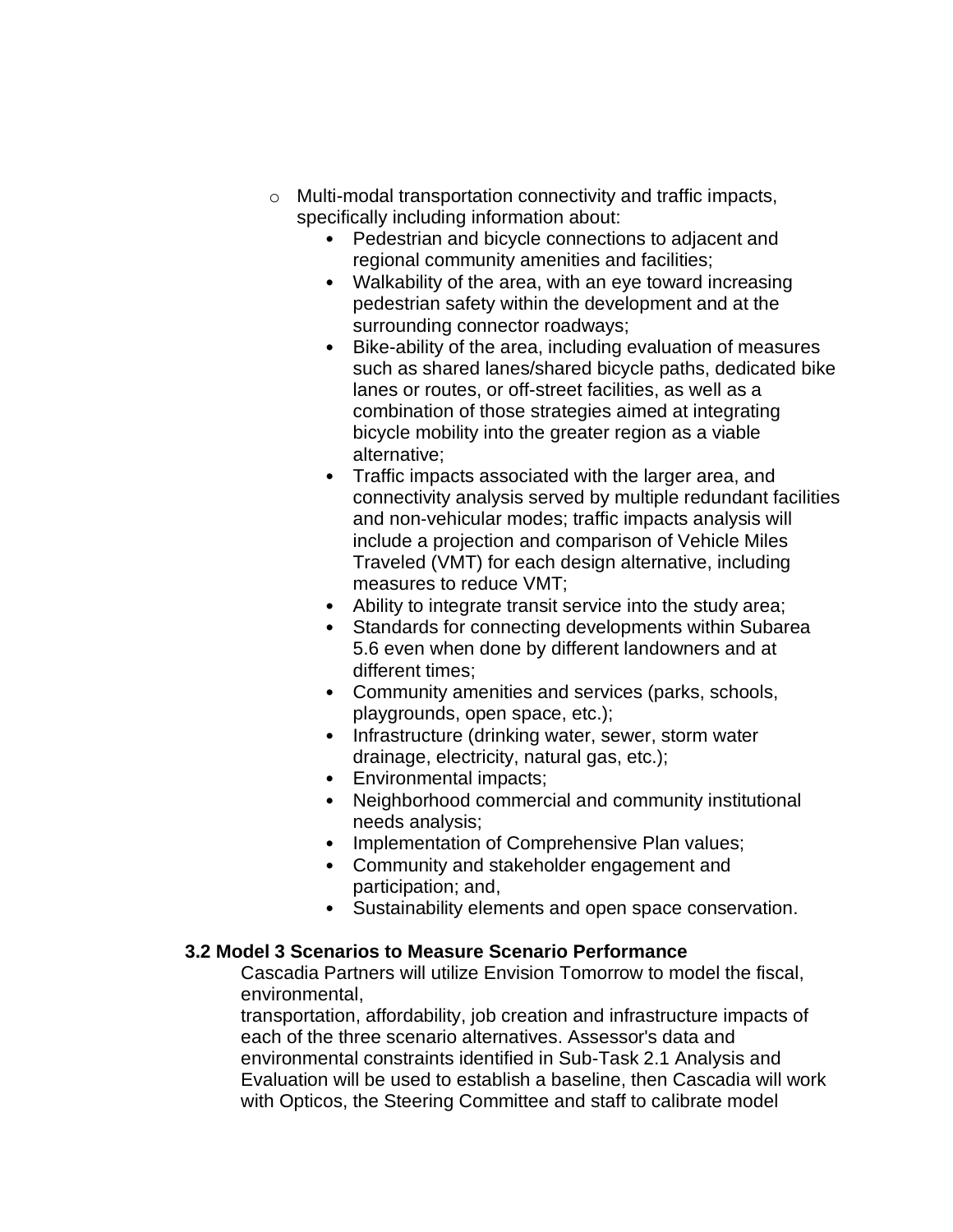- Multi-modal transportation connectivity and traffic impacts, specifically including information about:
    - Pedestrian and bicycle connections to adjacent and regional community amenities and facilities;
    - Walkability of the area, with an eye toward increasing pedestrian safety within the development and at the surrounding connector roadways;
    - Bike-ability of the area, including evaluation of measures such as shared lanes/shared bicycle paths, dedicated bike lanes or routes, or off-street facilities, as well as a combination of those strategies aimed at integrating bicycle mobility into the greater region as a viable alternative;
    - Traffic impacts associated with the larger area, and connectivity analysis served by multiple redundant facilities and non-vehicular modes; traffic impacts analysis will include a projection and comparison of Vehicle Miles Traveled (VMT) for each design alternative, including measures to reduce VMT;
    - Ability to integrate transit service into the study area;
    - Standards for connecting developments within Subarea 5.6 even when done by different landowners and at different times;
    - Community amenities and services (parks, schools, playgrounds, open space, etc.);
    - Infrastructure (drinking water, sewer, storm water drainage, electricity, natural gas, etc.);
    - Environmental impacts;
    - Neighborhood commercial and community institutional needs analysis;
    - Implementation of Comprehensive Plan values;
    - Community and stakeholder engagement and participation; and,
    - Sustainability elements and open space conservation.

**3.2 Model 3 Scenarios to Measure Scenario Performance**

Cascadia Partners will utilize Envision Tomorrow to model the fiscal, environmental,
transportation, affordability, job creation and infrastructure impacts of each of the three scenario alternatives. Assessor's data and environmental constraints identified in Sub-Task 2.1 Analysis and Evaluation will be used to establish a baseline, then Cascadia will work with Opticos, the Steering Committee and staff to calibrate model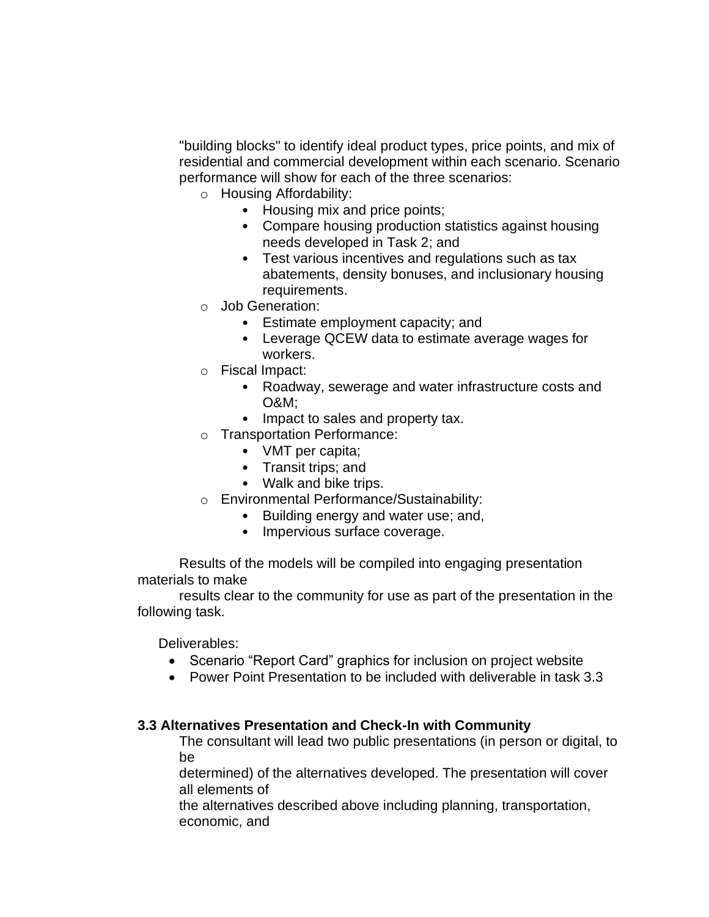"building blocks" to identify ideal product types, price points, and mix of residential and commercial development within each scenario. Scenario performance will show for each of the three scenarios:

- Housing Affordability:
  - Housing mix and price points;
  - Compare housing production statistics against housing needs developed in Task 2; and
  - Test various incentives and regulations such as tax abatements, density bonuses, and inclusionary housing requirements.
- Job Generation:
  - Estimate employment capacity; and
  - Leverage QCEW data to estimate average wages for workers.
- Fiscal Impact:
  - Roadway, sewerage and water infrastructure costs and O&M;
  - Impact to sales and property tax.
- Transportation Performance:
  - VMT per capita;
  - Transit trips; and
  - Walk and bike trips.
- Environmental Performance/Sustainability:
  - Building energy and water use; and,
  - Impervious surface coverage.

Results of the models will be compiled into engaging presentation materials to make results clear to the community for use as part of the presentation in the following task.

Deliverables:

- Scenario "Report Card" graphics for inclusion on project website
- Power Point Presentation to be included with deliverable in task 3.3

**3.3 Alternatives Presentation and Check-In with Community**

The consultant will lead two public presentations (in person or digital, to be determined) of the alternatives developed. The presentation will cover all elements of the alternatives described above including planning, transportation, economic, and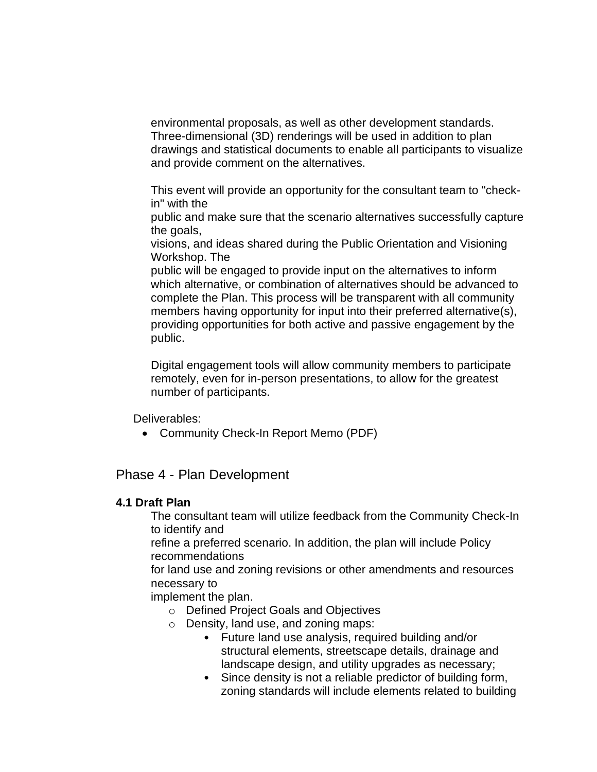environmental proposals, as well as other development standards. Three-dimensional (3D) renderings will be used in addition to plan drawings and statistical documents to enable all participants to visualize and provide comment on the alternatives.

This event will provide an opportunity for the consultant team to "check-in" with the public and make sure that the scenario alternatives successfully capture the goals, visions, and ideas shared during the Public Orientation and Visioning Workshop. The public will be engaged to provide input on the alternatives to inform which alternative, or combination of alternatives should be advanced to complete the Plan. This process will be transparent with all community members having opportunity for input into their preferred alternative(s), providing opportunities for both active and passive engagement by the public.

Digital engagement tools will allow community members to participate remotely, even for in-person presentations, to allow for the greatest number of participants.

Deliverables:

- Community Check-In Report Memo (PDF)

## Phase 4 - Plan Development

### 4.1 Draft Plan

The consultant team will utilize feedback from the Community Check-In to identify and refine a preferred scenario. In addition, the plan will include Policy recommendations for land use and zoning revisions or other amendments and resources necessary to implement the plan.

- Defined Project Goals and Objectives
- Density, land use, and zoning maps:
    - Future land use analysis, required building and/or structural elements, streetscape details, drainage and landscape design, and utility upgrades as necessary;
    - Since density is not a reliable predictor of building form, zoning standards will include elements related to building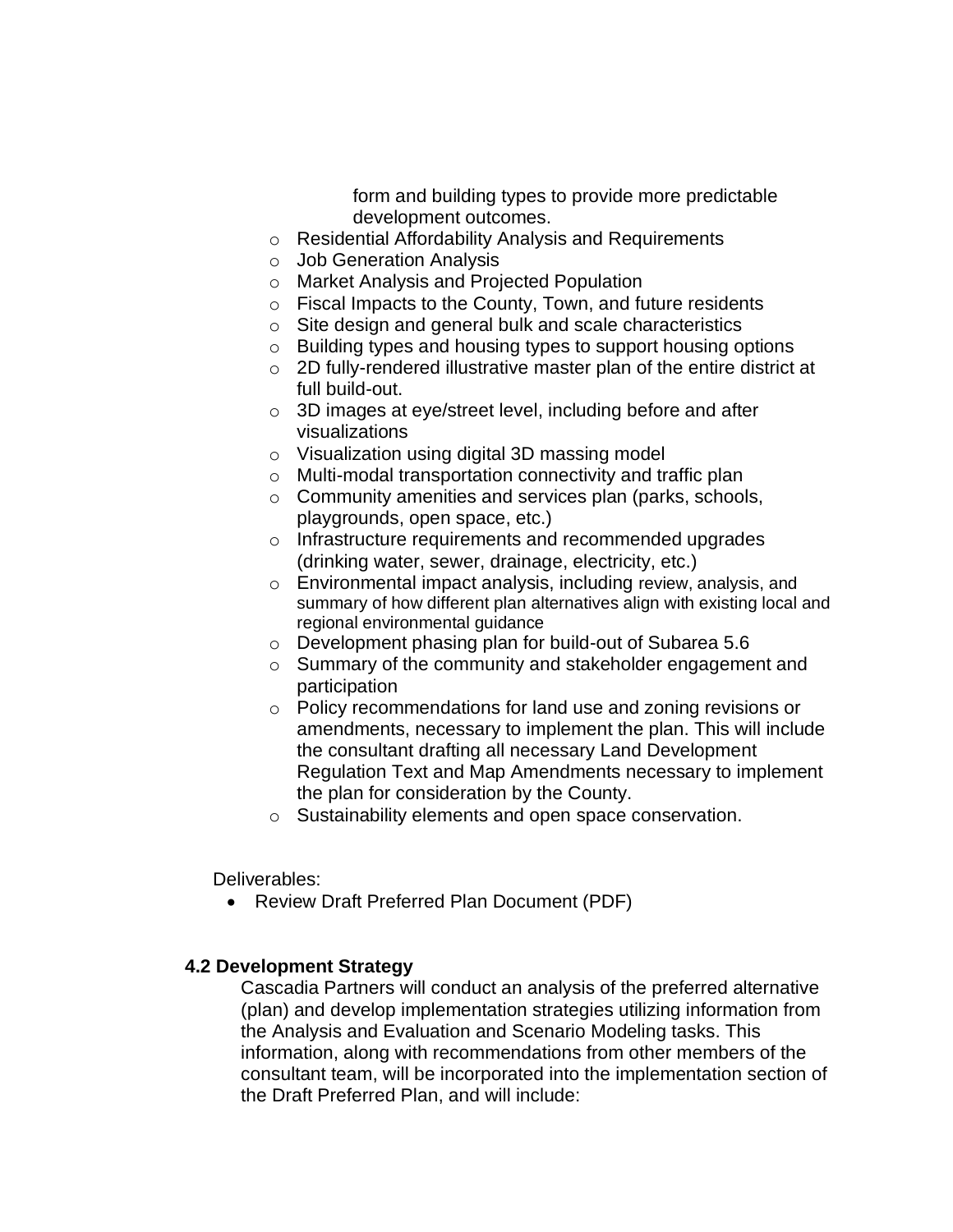form and building types to provide more predictable development outcomes.

- Residential Affordability Analysis and Requirements
- Job Generation Analysis
- Market Analysis and Projected Population
- Fiscal Impacts to the County, Town, and future residents
- Site design and general bulk and scale characteristics
- Building types and housing types to support housing options
- 2D fully-rendered illustrative master plan of the entire district at full build-out.
- 3D images at eye/street level, including before and after visualizations
- Visualization using digital 3D massing model
- Multi-modal transportation connectivity and traffic plan
- Community amenities and services plan (parks, schools, playgrounds, open space, etc.)
- Infrastructure requirements and recommended upgrades (drinking water, sewer, drainage, electricity, etc.)
- Environmental impact analysis, including review, analysis, and summary of how different plan alternatives align with existing local and regional environmental guidance
- Development phasing plan for build-out of Subarea 5.6
- Summary of the community and stakeholder engagement and participation
- Policy recommendations for land use and zoning revisions or amendments, necessary to implement the plan. This will include the consultant drafting all necessary Land Development Regulation Text and Map Amendments necessary to implement the plan for consideration by the County.
- Sustainability elements and open space conservation.

Deliverables:

- Review Draft Preferred Plan Document (PDF)

**4.2 Development Strategy**

Cascadia Partners will conduct an analysis of the preferred alternative (plan) and develop implementation strategies utilizing information from the Analysis and Evaluation and Scenario Modeling tasks. This information, along with recommendations from other members of the consultant team, will be incorporated into the implementation section of the Draft Preferred Plan, and will include: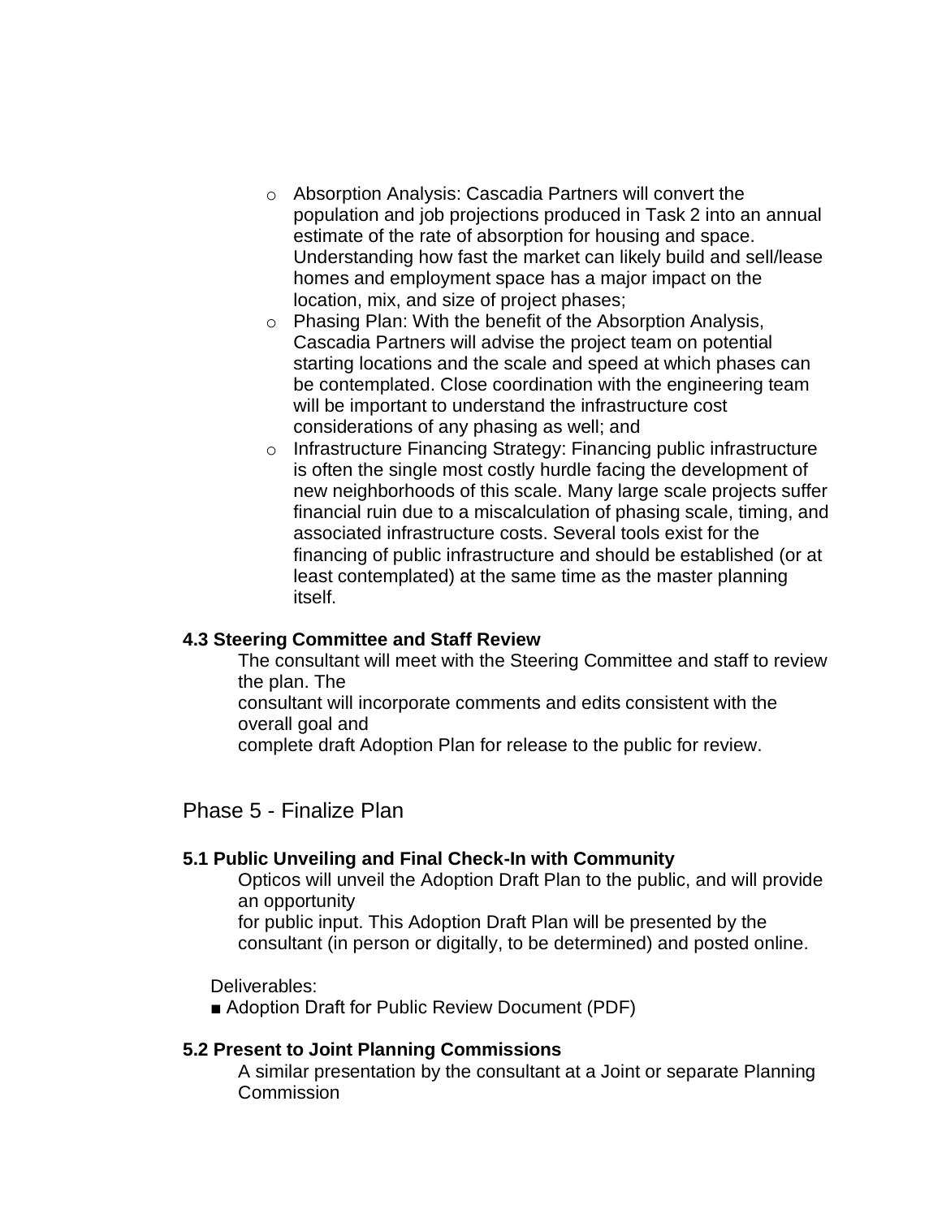- Absorption Analysis: Cascadia Partners will convert the population and job projections produced in Task 2 into an annual estimate of the rate of absorption for housing and space. Understanding how fast the market can likely build and sell/lease homes and employment space has a major impact on the location, mix, and size of project phases;
- Phasing Plan: With the benefit of the Absorption Analysis, Cascadia Partners will advise the project team on potential starting locations and the scale and speed at which phases can be contemplated. Close coordination with the engineering team will be important to understand the infrastructure cost considerations of any phasing as well; and
- Infrastructure Financing Strategy: Financing public infrastructure is often the single most costly hurdle facing the development of new neighborhoods of this scale. Many large scale projects suffer financial ruin due to a miscalculation of phasing scale, timing, and associated infrastructure costs. Several tools exist for the financing of public infrastructure and should be established (or at least contemplated) at the same time as the master planning itself.

**4.3 Steering Committee and Staff Review**

The consultant will meet with the Steering Committee and staff to review the plan. The consultant will incorporate comments and edits consistent with the overall goal and complete draft Adoption Plan for release to the public for review.

## Phase 5 - Finalize Plan

**5.1 Public Unveiling and Final Check-In with Community**

Opticos will unveil the Adoption Draft Plan to the public, and will provide an opportunity for public input. This Adoption Draft Plan will be presented by the consultant (in person or digitally, to be determined) and posted online.

Deliverables:

- Adoption Draft for Public Review Document (PDF)

**5.2 Present to Joint Planning Commissions**

A similar presentation by the consultant at a Joint or separate Planning Commission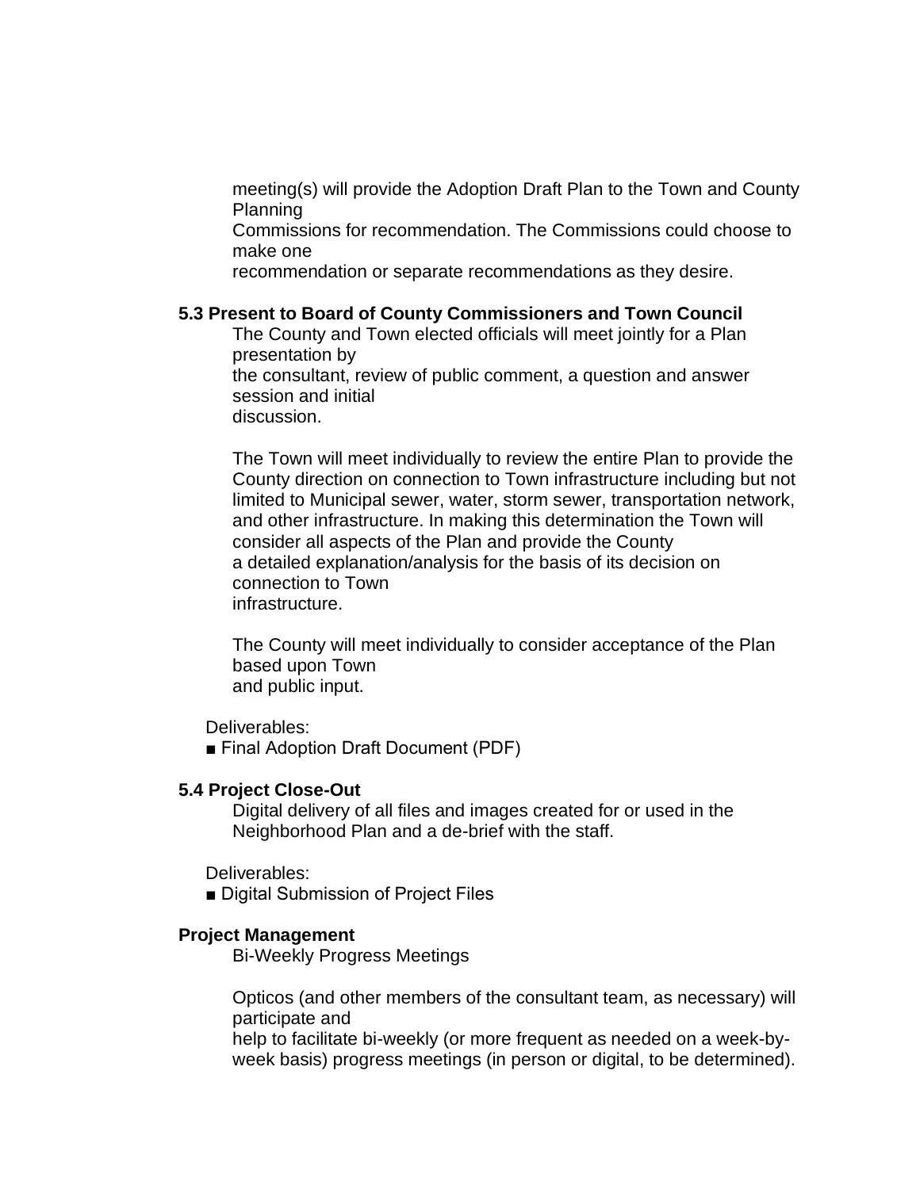meeting(s) will provide the Adoption Draft Plan to the Town and County Planning Commissions for recommendation. The Commissions could choose to make one recommendation or separate recommendations as they desire.

**5.3 Present to Board of County Commissioners and Town Council**

The County and Town elected officials will meet jointly for a Plan presentation by the consultant, review of public comment, a question and answer session and initial discussion.

The Town will meet individually to review the entire Plan to provide the County direction on connection to Town infrastructure including but not limited to Municipal sewer, water, storm sewer, transportation network, and other infrastructure. In making this determination the Town will consider all aspects of the Plan and provide the County a detailed explanation/analysis for the basis of its decision on connection to Town infrastructure.

The County will meet individually to consider acceptance of the Plan based upon Town and public input.

Deliverables:

- Final Adoption Draft Document (PDF)

**5.4 Project Close-Out**

Digital delivery of all files and images created for or used in the Neighborhood Plan and a de-brief with the staff.

Deliverables:

- Digital Submission of Project Files

**Project Management**

Bi-Weekly Progress Meetings

Opticos (and other members of the consultant team, as necessary) will participate and help to facilitate bi-weekly (or more frequent as needed on a week-by-week basis) progress meetings (in person or digital, to be determined).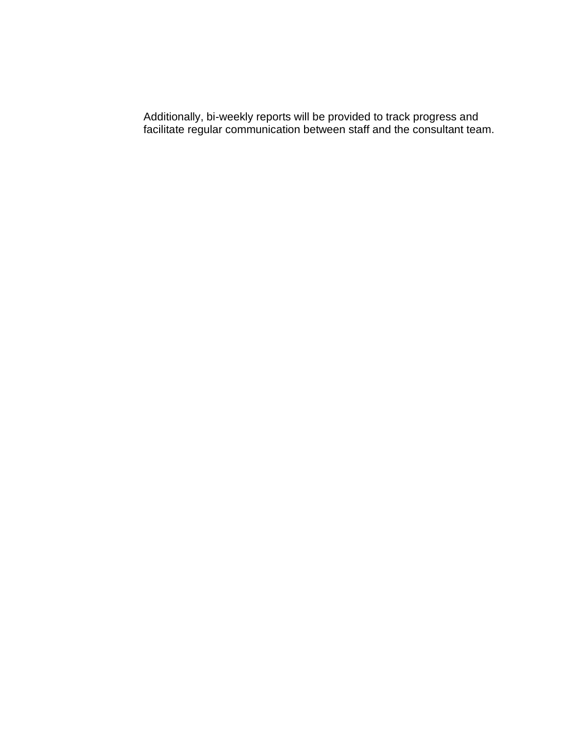Additionally, bi-weekly reports will be provided to track progress and facilitate regular communication between staff and the consultant team.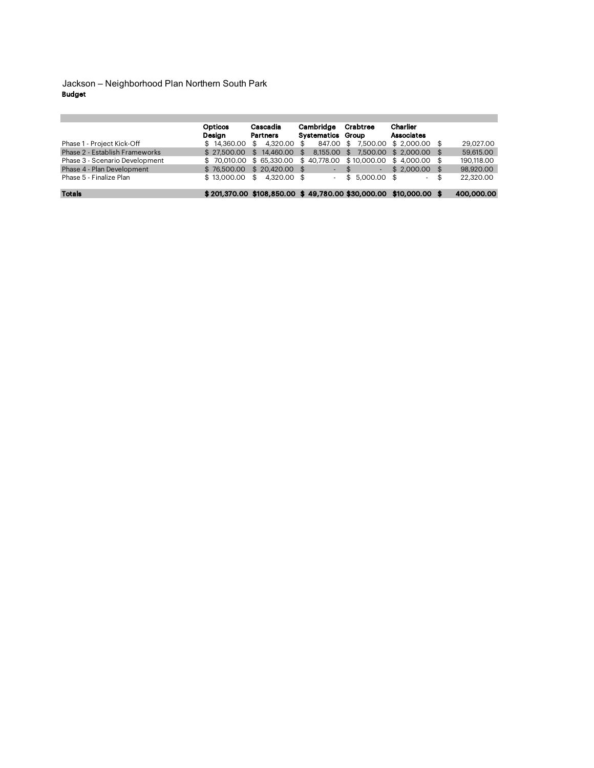Jackson – Neighborhood Plan Northern South Park

**Budget**

| | Opticos Design | Cascadia Partners | Cambridge Systematics | Crabtree Group | Charlier Associates | |
|---|---|---|---|---|---|---|
| Phase 1 - Project Kick-Off | $ 14,360.00 | $ 4,320.00 | $ 847.00 | $ 7,500.00 | $ 2,000.00 | $ 29,027.00 |
| Phase 2 - Establish Frameworks | $ 27,500.00 | $ 14,460.00 | $ 8,155.00 | $ 7,500.00 | $ 2,000.00 | $ 59,615.00 |
| Phase 3 - Scenario Development | $ 70,010.00 | $ 65,330.00 | $ 40,778.00 | $ 10,000.00 | $ 4,000.00 | $ 190,118.00 |
| Phase 4 - Plan Development | $ 76,500.00 | $ 20,420.00 | $ - | $ - | $ 2,000.00 | $ 98,920.00 |
| Phase 5 - Finalize Plan | $ 13,000.00 | $ 4,320.00 | $ - | $ 5,000.00 | $ - | $ 22,320.00 |
| **Totals** | **$ 201,370.00** | **$108,850.00** | **$ 49,780.00** | **$30,000.00** | **$10,000.00** | **$ 400,000.00** |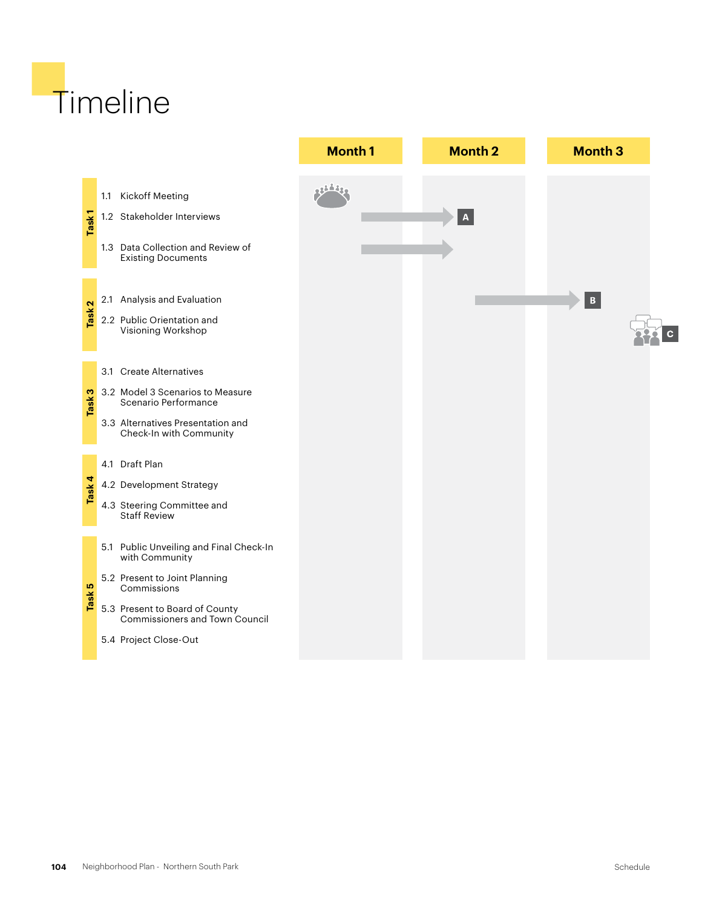# Timeline

| | | Month 1 | Month 2 | Month 3 |
|---|---|---|---|---|
| Task 1 | 1.1 Kickoff Meeting | | | |
| | 1.2 Stakeholder Interviews | | A | |
| | 1.3 Data Collection and Review of Existing Documents | | | |
| Task 2 | 2.1 Analysis and Evaluation | | | B |
| | 2.2 Public Orientation and Visioning Workshop | | | C |
| Task 3 | 3.1 Create Alternatives | | | |
| | 3.2 Model 3 Scenarios to Measure Scenario Performance | | | |
| | 3.3 Alternatives Presentation and Check-In with Community | | | |
| Task 4 | 4.1 Draft Plan | | | |
| | 4.2 Development Strategy | | | |
| | 4.3 Steering Committee and Staff Review | | | |
| Task 5 | 5.1 Public Unveiling and Final Check-In with Community | | | |
| | 5.2 Present to Joint Planning Commissions | | | |
| | 5.3 Present to Board of County Commissioners and Town Council | | | |
| | 5.4 Project Close-Out | | | |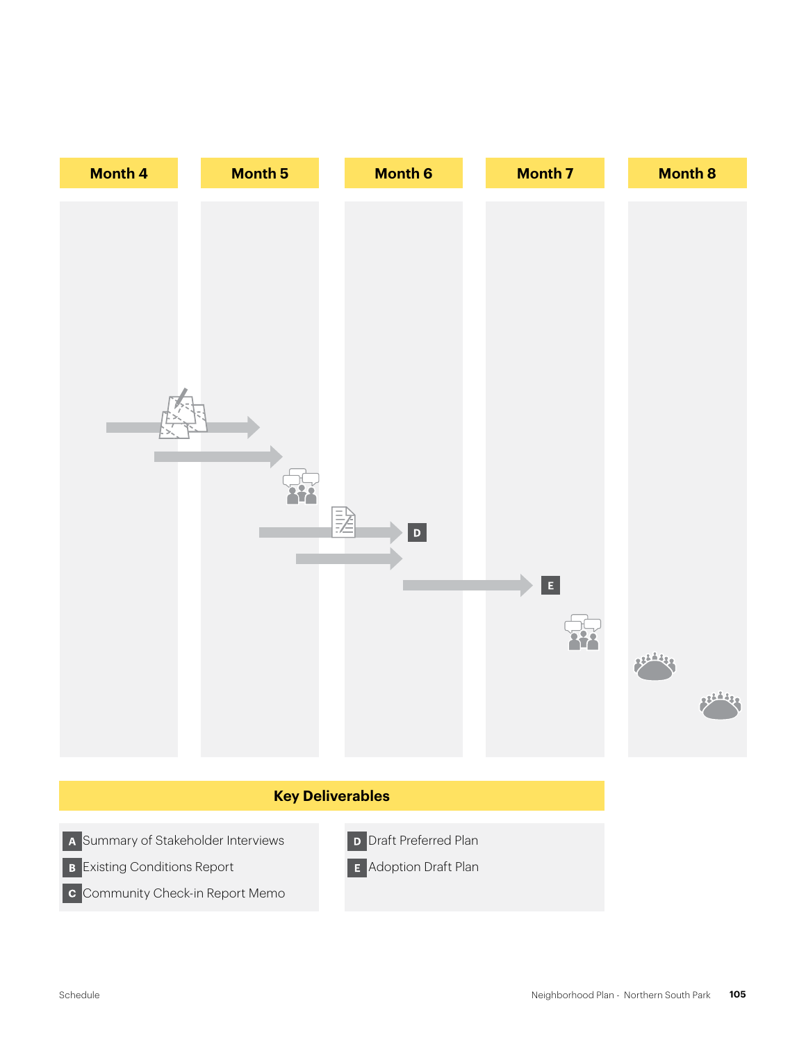| Month 4 | Month 5 | Month 6 | Month 7 | Month 8 |
| --- | --- | --- | --- | --- |
| | | D | E | |

## Key Deliverables

- **A** Summary of Stakeholder Interviews
- **B** Existing Conditions Report
- **C** Community Check-in Report Memo
- **D** Draft Preferred Plan
- **E** Adoption Draft Plan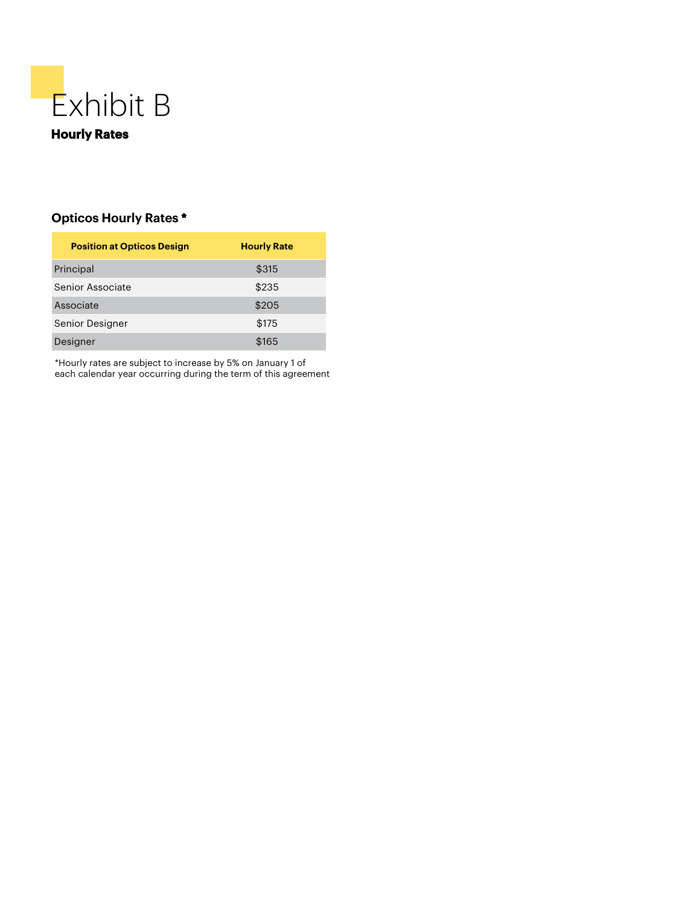# Exhibit B

**Hourly Rates**

### Opticos Hourly Rates *

| Position at Opticos Design | Hourly Rate |
|---|---|
| Principal | $315 |
| Senior Associate | $235 |
| Associate | $205 |
| Senior Designer | $175 |
| Designer | $165 |

*Hourly rates are subject to increase by 5% on January 1 of each calendar year occurring during the term of this agreement